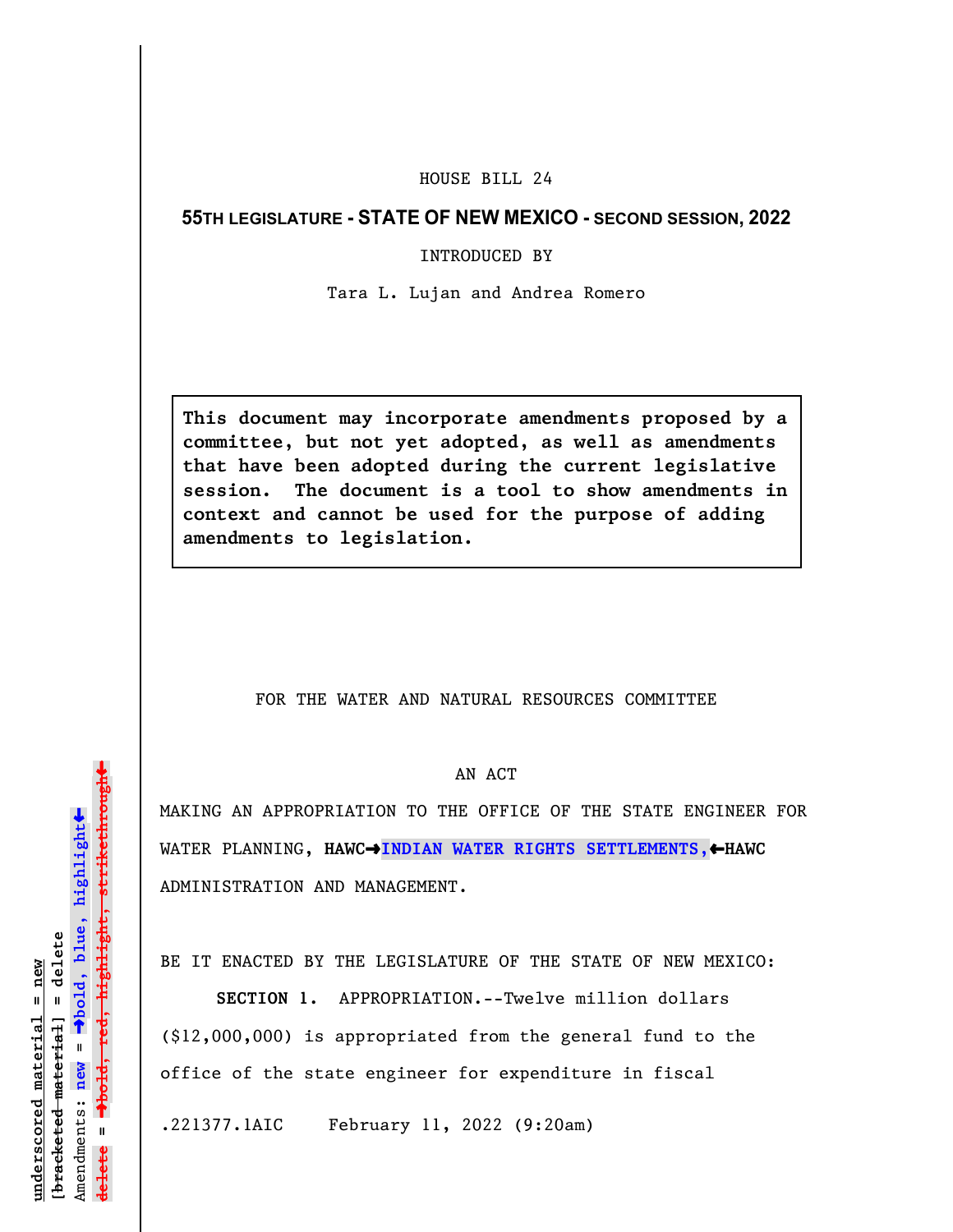HOUSE BILL 24

**55TH LEGISLATURE - STATE OF NEW MEXICO - SECOND SESSION, 2022**

INTRODUCED BY

Tara L. Lujan and Andrea Romero

**This document may incorporate amendments proposed by a committee, but not yet adopted, as well as amendments that have been adopted during the current legislative session. The document is a tool to show amendments in context and cannot be used for the purpose of adding amendments to legislation.**

FOR THE WATER AND NATURAL RESOURCES COMMITTEE

AN ACT

MAKING AN APPROPRIATION TO THE OFFICE OF THE STATE ENGINEER FOR WATER PLANNING, **HAWC→INDIAN WATER RIGHTS SETTLEMENTS,←HAWC** ADMINISTRATION AND MANAGEMENT.

BE IT ENACTED BY THE LEGISLATURE OF THE STATE OF NEW MEXICO:

**SECTION 1.** APPROPRIATION.--Twelve million dollars ($12,000,000) is appropriated from the general fund to the office of the state engineer for expenditure in fiscal

.221377.1AIC February 11, 2022 (9:20am)

underscored material = new
[bracketed material] = delete
Amendments: new = →bold, blue, highlight←
delete = →bold, red, highlight, strikethrough←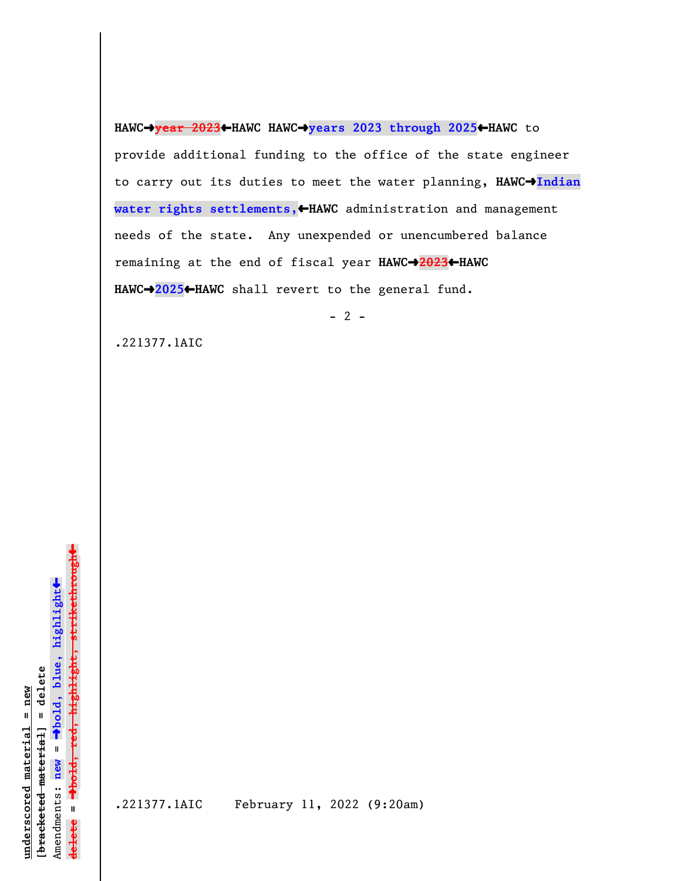HAWC→~~year 2023~~←HAWC HAWC→**years 2023 through 2025**←HAWC to provide additional funding to the office of the state engineer to carry out its duties to meet the water planning, HAWC→**Indian water rights settlements,**←HAWC administration and management needs of the state. Any unexpended or unencumbered balance remaining at the end of fiscal year HAWC→~~2023~~←HAWC HAWC→**2025**←HAWC shall revert to the general fund.

.221377.1AIC

underscored material = new
[bracketed material] = delete
Amendments: new = →bold, blue, highlight←
delete = →bold, red, highlight, strikethrough←

.221377.1AIC February 11, 2022 (9:20am)